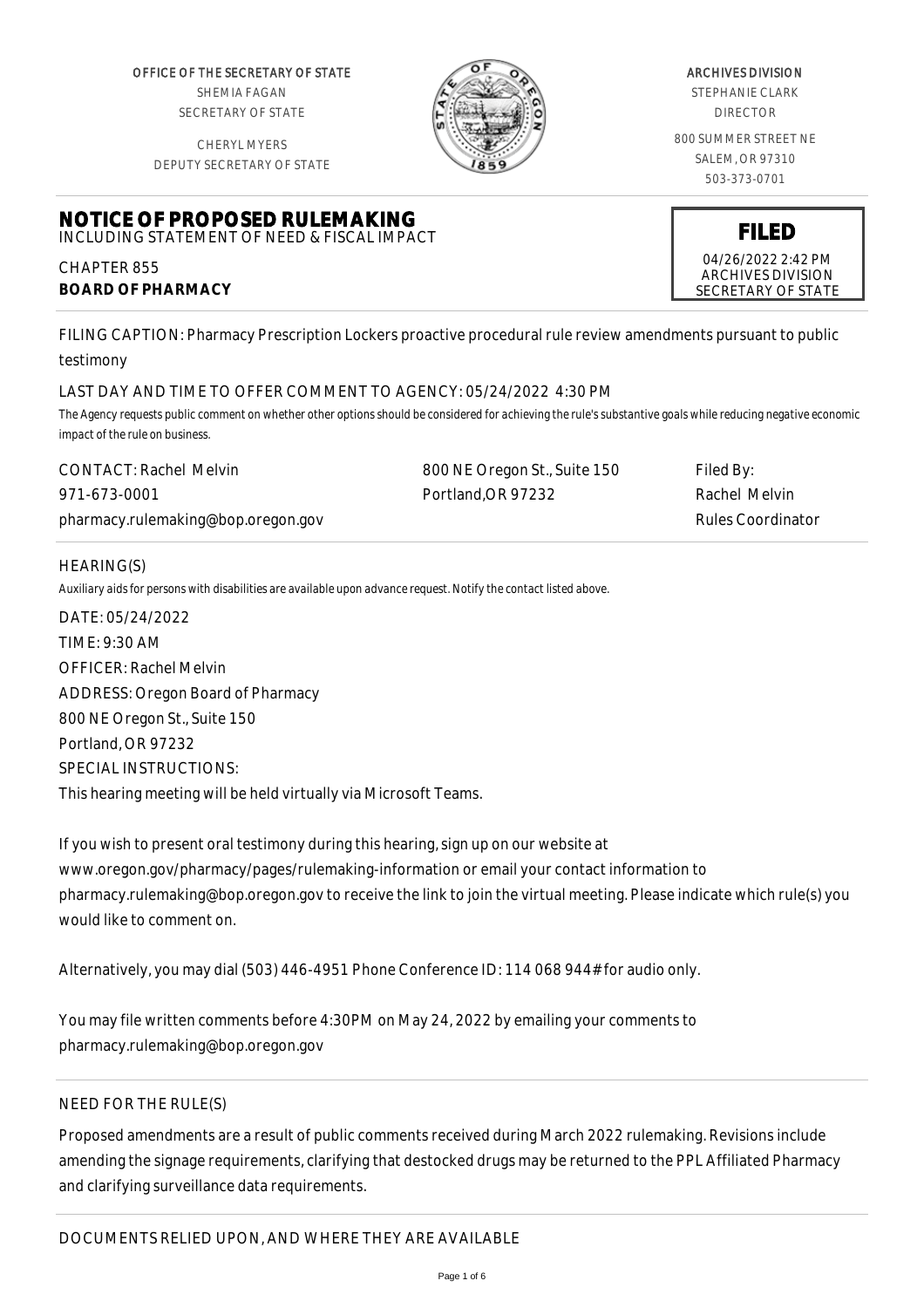OFFICE OF THE SECRETARY OF STATE
SHEMIA FAGAN
SECRETARY OF STATE

CHERYL MYERS
DEPUTY SECRETARY OF STATE

ARCHIVES DIVISION
STEPHANIE CLARK
DIRECTOR

800 SUMMER STREET NE
SALEM, OR 97310
503-373-0701

# NOTICE OF PROPOSED RULEMAKING

INCLUDING STATEMENT OF NEED & FISCAL IMPACT

CHAPTER 855
**BOARD OF PHARMACY**

**FILED**
04/26/2022 2:42 PM
ARCHIVES DIVISION
SECRETARY OF STATE

FILING CAPTION: Pharmacy Prescription Lockers proactive procedural rule review amendments pursuant to public testimony

LAST DAY AND TIME TO OFFER COMMENT TO AGENCY: 05/24/2022 4:30 PM

*The Agency requests public comment on whether other options should be considered for achieving the rule's substantive goals while reducing negative economic impact of the rule on business.*

| CONTACT: Rachel Melvin | 800 NE Oregon St., Suite 150 | Filed By: |
|---|---|---|
| 971-673-0001 | Portland,OR 97232 | Rachel Melvin |
| pharmacy.rulemaking@bop.oregon.gov | | Rules Coordinator |

HEARING(S)

*Auxiliary aids for persons with disabilities are available upon advance request. Notify the contact listed above.*

DATE: 05/24/2022
TIME: 9:30 AM
OFFICER: Rachel Melvin
ADDRESS: Oregon Board of Pharmacy
800 NE Oregon St., Suite 150
Portland, OR 97232
SPECIAL INSTRUCTIONS:
This hearing meeting will be held virtually via Microsoft Teams.

If you wish to present oral testimony during this hearing, sign up on our website at www.oregon.gov/pharmacy/pages/rulemaking-information or email your contact information to pharmacy.rulemaking@bop.oregon.gov to receive the link to join the virtual meeting. Please indicate which rule(s) you would like to comment on.

Alternatively, you may dial (503) 446-4951 Phone Conference ID: 114 068 944# for audio only.

You may file written comments before 4:30PM on May 24, 2022 by emailing your comments to pharmacy.rulemaking@bop.oregon.gov

NEED FOR THE RULE(S)

Proposed amendments are a result of public comments received during March 2022 rulemaking. Revisions include amending the signage requirements, clarifying that destocked drugs may be returned to the PPL Affiliated Pharmacy and clarifying surveillance data requirements.

DOCUMENTS RELIED UPON, AND WHERE THEY ARE AVAILABLE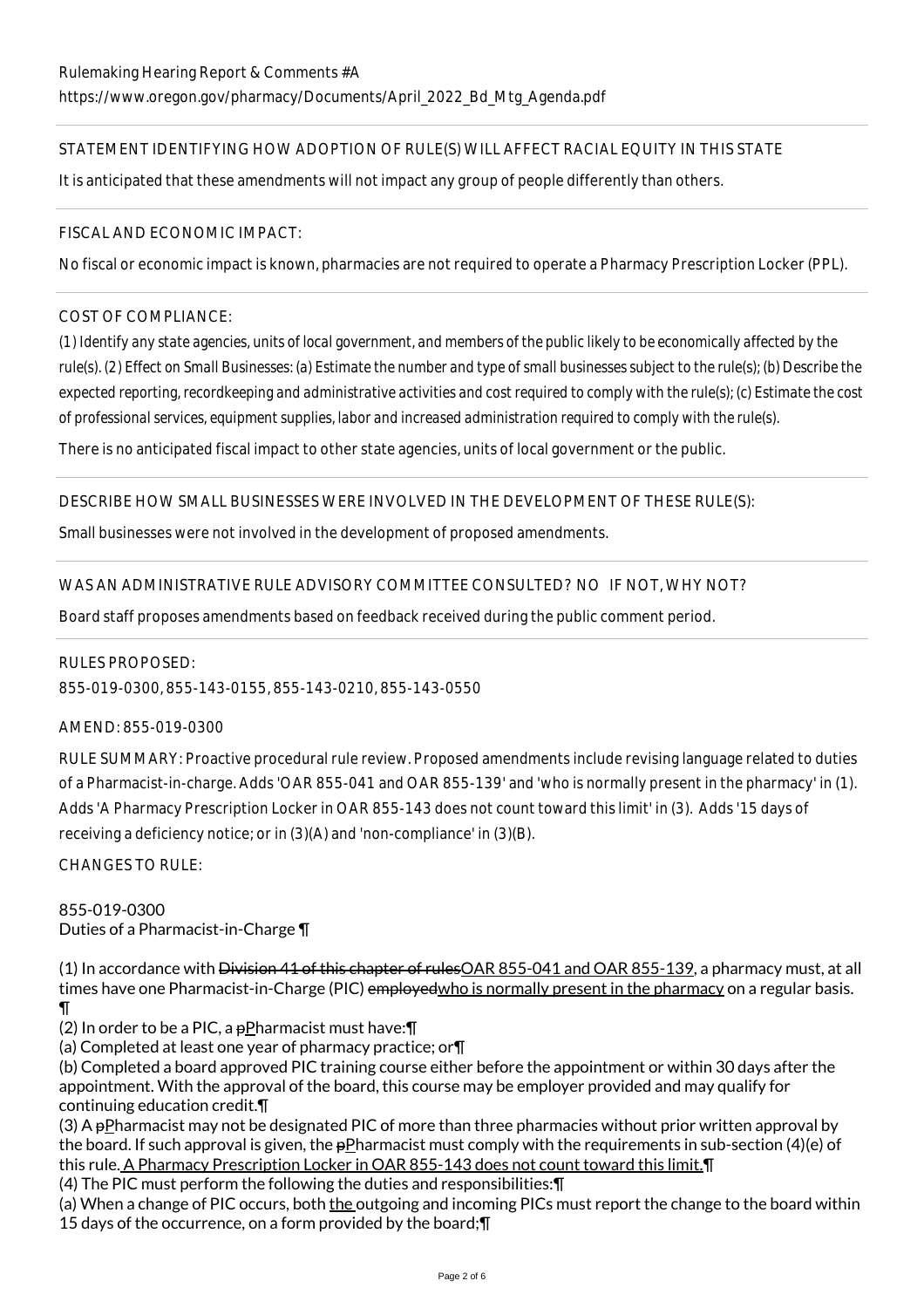Rulemaking Hearing Report & Comments #A
https://www.oregon.gov/pharmacy/Documents/April_2022_Bd_Mtg_Agenda.pdf

STATEMENT IDENTIFYING HOW ADOPTION OF RULE(S) WILL AFFECT RACIAL EQUITY IN THIS STATE

It is anticipated that these amendments will not impact any group of people differently than others.

FISCAL AND ECONOMIC IMPACT:

No fiscal or economic impact is known, pharmacies are not required to operate a Pharmacy Prescription Locker (PPL).

COST OF COMPLIANCE:

*(1) Identify any state agencies, units of local government, and members of the public likely to be economically affected by the rule(s). (2) Effect on Small Businesses: (a) Estimate the number and type of small businesses subject to the rule(s); (b) Describe the expected reporting, recordkeeping and administrative activities and cost required to comply with the rule(s); (c) Estimate the cost of professional services, equipment supplies, labor and increased administration required to comply with the rule(s).*

There is no anticipated fiscal impact to other state agencies, units of local government or the public.

DESCRIBE HOW SMALL BUSINESSES WERE INVOLVED IN THE DEVELOPMENT OF THESE RULE(S):

Small businesses were not involved in the development of proposed amendments.

WAS AN ADMINISTRATIVE RULE ADVISORY COMMITTEE CONSULTED? NO IF NOT, WHY NOT?

Board staff proposes amendments based on feedback received during the public comment period.

RULES PROPOSED:

855-019-0300, 855-143-0155, 855-143-0210, 855-143-0550

AMEND: 855-019-0300

RULE SUMMARY: Proactive procedural rule review. Proposed amendments include revising language related to duties of a Pharmacist-in-charge. Adds 'OAR 855-041 and OAR 855-139' and 'who is normally present in the pharmacy' in (1). Adds 'A Pharmacy Prescription Locker in OAR 855-143 does not count toward this limit' in (3). Adds '15 days of receiving a deficiency notice; or in (3)(A) and 'non-compliance' in (3)(B).

CHANGES TO RULE:

855-019-0300
Duties of a Pharmacist-in-Charge ¶

(1) In accordance with ~~Division 41 of this chapter of rules~~OAR 855-041 and OAR 855-139, a pharmacy must, at all times have one Pharmacist-in-Charge (PIC) ~~employed~~who is normally present in the pharmacy on a regular basis. ¶

(2) In order to be a PIC, a ~~p~~Pharmacist must have:¶

(a) Completed at least one year of pharmacy practice; or¶

(b) Completed a board approved PIC training course either before the appointment or within 30 days after the appointment. With the approval of the board, this course may be employer provided and may qualify for continuing education credit.¶

(3) A ~~p~~Pharmacist may not be designated PIC of more than three pharmacies without prior written approval by the board. If such approval is given, the ~~p~~Pharmacist must comply with the requirements in sub-section (4)(e) of this rule. A Pharmacy Prescription Locker in OAR 855-143 does not count toward this limit.¶

(4) The PIC must perform the following the duties and responsibilities:¶

(a) When a change of PIC occurs, both the outgoing and incoming PICs must report the change to the board within 15 days of the occurrence, on a form provided by the board;¶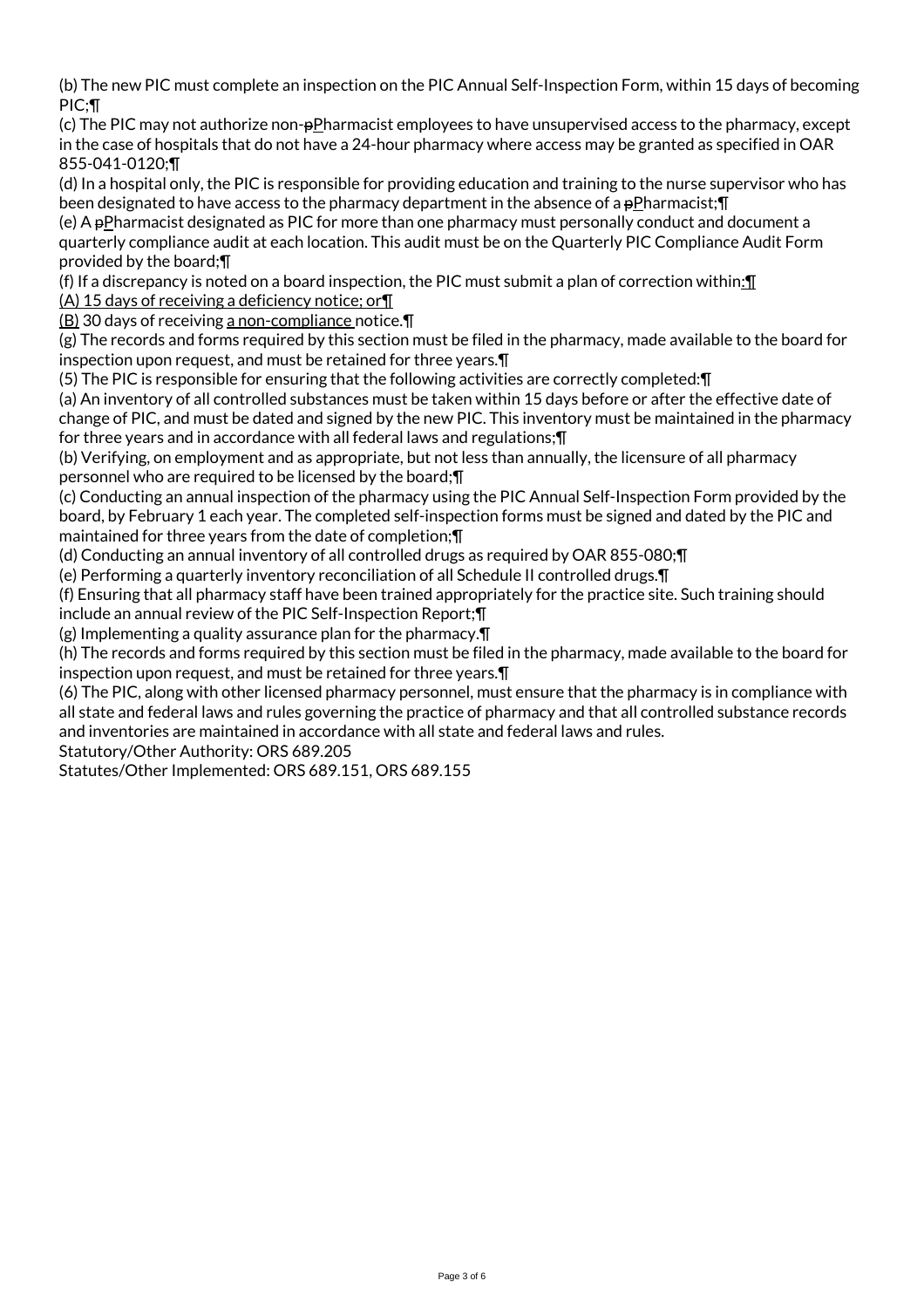(b) The new PIC must complete an inspection on the PIC Annual Self-Inspection Form, within 15 days of becoming PIC;¶

(c) The PIC may not authorize non-~~p~~Pharmacist employees to have unsupervised access to the pharmacy, except in the case of hospitals that do not have a 24-hour pharmacy where access may be granted as specified in OAR 855-041-0120;¶

(d) In a hospital only, the PIC is responsible for providing education and training to the nurse supervisor who has been designated to have access to the pharmacy department in the absence of a ~~p~~Pharmacist;¶

(e) A ~~p~~Pharmacist designated as PIC for more than one pharmacy must personally conduct and document a quarterly compliance audit at each location. This audit must be on the Quarterly PIC Compliance Audit Form provided by the board;¶

(f) If a discrepancy is noted on a board inspection, the PIC must submit a plan of correction within:¶

(A) 15 days of receiving a deficiency notice; or¶

(B) 30 days of receiving a non-compliance notice.¶

(g) The records and forms required by this section must be filed in the pharmacy, made available to the board for inspection upon request, and must be retained for three years.¶

(5) The PIC is responsible for ensuring that the following activities are correctly completed:¶

(a) An inventory of all controlled substances must be taken within 15 days before or after the effective date of change of PIC, and must be dated and signed by the new PIC. This inventory must be maintained in the pharmacy for three years and in accordance with all federal laws and regulations;¶

(b) Verifying, on employment and as appropriate, but not less than annually, the licensure of all pharmacy personnel who are required to be licensed by the board;¶

(c) Conducting an annual inspection of the pharmacy using the PIC Annual Self-Inspection Form provided by the board, by February 1 each year. The completed self-inspection forms must be signed and dated by the PIC and maintained for three years from the date of completion;¶

(d) Conducting an annual inventory of all controlled drugs as required by OAR 855-080;¶

(e) Performing a quarterly inventory reconciliation of all Schedule II controlled drugs.¶

(f) Ensuring that all pharmacy staff have been trained appropriately for the practice site. Such training should include an annual review of the PIC Self-Inspection Report;¶

(g) Implementing a quality assurance plan for the pharmacy.¶

(h) The records and forms required by this section must be filed in the pharmacy, made available to the board for inspection upon request, and must be retained for three years.¶

(6) The PIC, along with other licensed pharmacy personnel, must ensure that the pharmacy is in compliance with all state and federal laws and rules governing the practice of pharmacy and that all controlled substance records and inventories are maintained in accordance with all state and federal laws and rules.

Statutory/Other Authority: ORS 689.205

Statutes/Other Implemented: ORS 689.151, ORS 689.155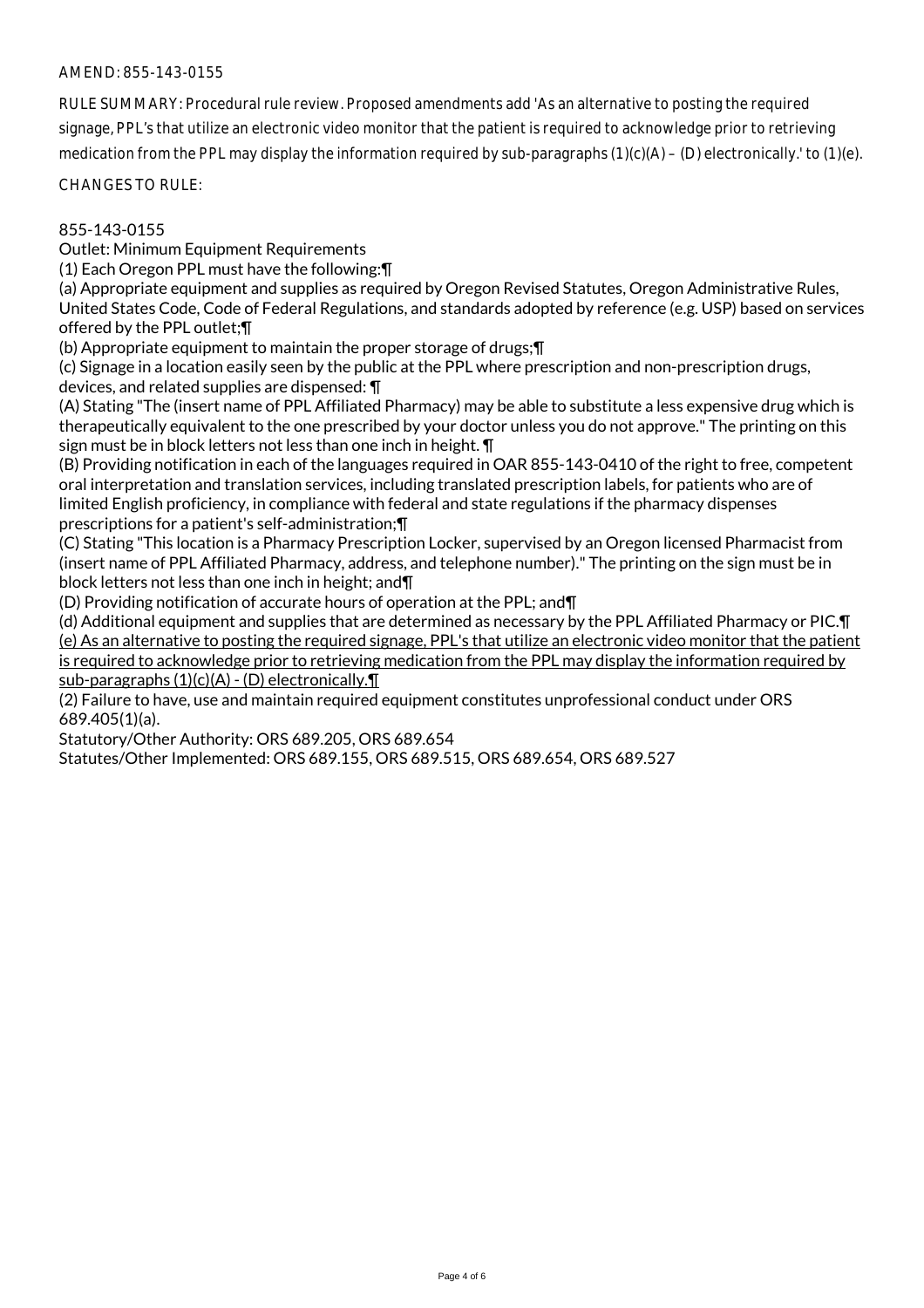AMEND: 855-143-0155

RULE SUMMARY: Procedural rule review. Proposed amendments add 'As an alternative to posting the required signage, PPL's that utilize an electronic video monitor that the patient is required to acknowledge prior to retrieving medication from the PPL may display the information required by sub-paragraphs (1)(c)(A) – (D) electronically.' to (1)(e).

CHANGES TO RULE:

855-143-0155
Outlet: Minimum Equipment Requirements
(1) Each Oregon PPL must have the following:¶
(a) Appropriate equipment and supplies as required by Oregon Revised Statutes, Oregon Administrative Rules, United States Code, Code of Federal Regulations, and standards adopted by reference (e.g. USP) based on services offered by the PPL outlet;¶
(b) Appropriate equipment to maintain the proper storage of drugs;¶
(c) Signage in a location easily seen by the public at the PPL where prescription and non-prescription drugs, devices, and related supplies are dispensed: ¶
(A) Stating "The (insert name of PPL Affiliated Pharmacy) may be able to substitute a less expensive drug which is therapeutically equivalent to the one prescribed by your doctor unless you do not approve." The printing on this sign must be in block letters not less than one inch in height. ¶
(B) Providing notification in each of the languages required in OAR 855-143-0410 of the right to free, competent oral interpretation and translation services, including translated prescription labels, for patients who are of limited English proficiency, in compliance with federal and state regulations if the pharmacy dispenses prescriptions for a patient's self-administration;¶
(C) Stating "This location is a Pharmacy Prescription Locker, supervised by an Oregon licensed Pharmacist from (insert name of PPL Affiliated Pharmacy, address, and telephone number)." The printing on the sign must be in block letters not less than one inch in height; and¶
(D) Providing notification of accurate hours of operation at the PPL; and¶
(d) Additional equipment and supplies that are determined as necessary by the PPL Affiliated Pharmacy or PIC.¶
<u>(e) As an alternative to posting the required signage, PPL's that utilize an electronic video monitor that the patient is required to acknowledge prior to retrieving medication from the PPL may display the information required by sub-paragraphs (1)(c)(A) - (D) electronically.¶</u>
(2) Failure to have, use and maintain required equipment constitutes unprofessional conduct under ORS 689.405(1)(a).
Statutory/Other Authority: ORS 689.205, ORS 689.654
Statutes/Other Implemented: ORS 689.155, ORS 689.515, ORS 689.654, ORS 689.527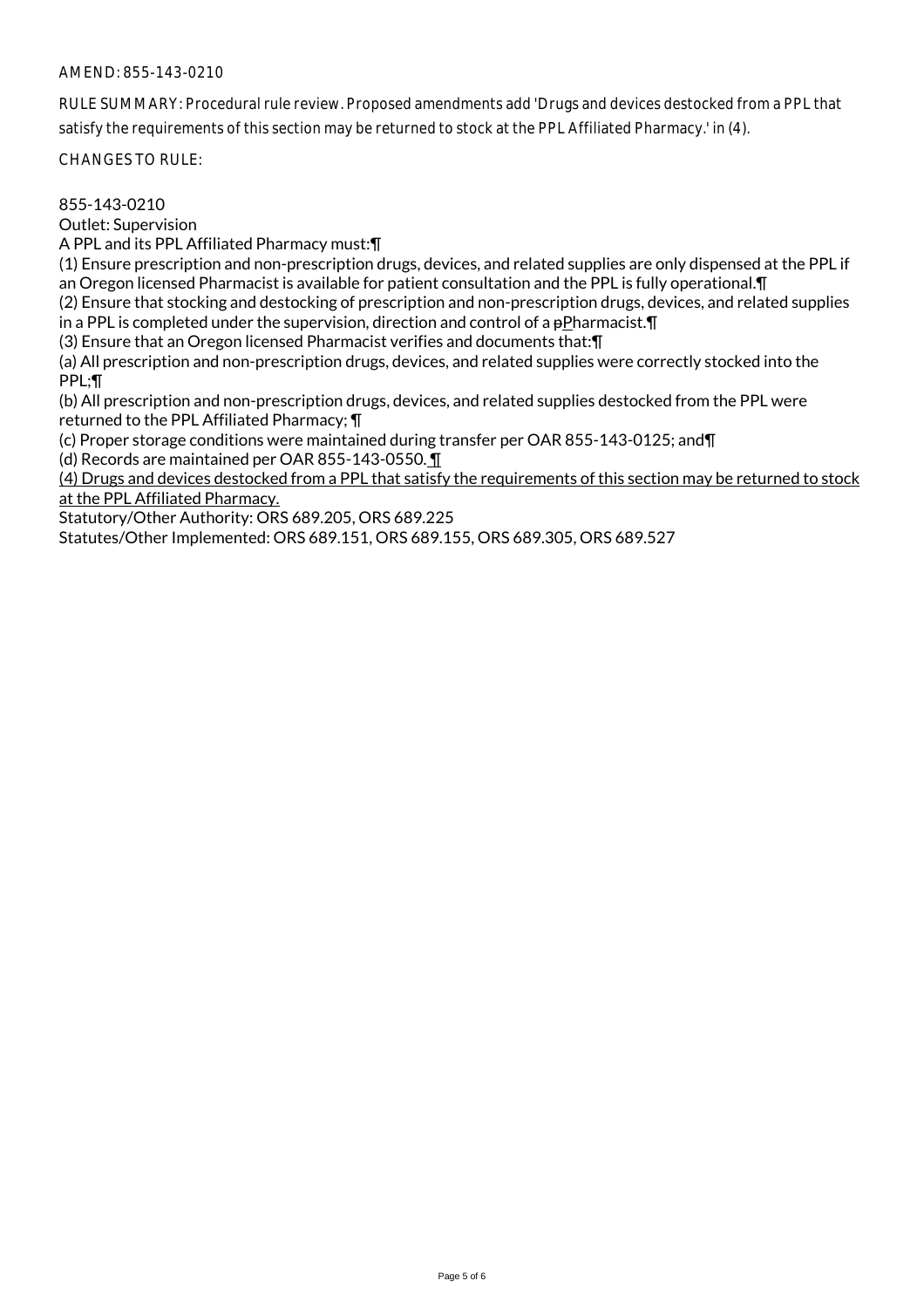AMEND: 855-143-0210

RULE SUMMARY: Procedural rule review. Proposed amendments add 'Drugs and devices destocked from a PPL that satisfy the requirements of this section may be returned to stock at the PPL Affiliated Pharmacy.' in (4).

CHANGES TO RULE:

855-143-0210
Outlet: Supervision
A PPL and its PPL Affiliated Pharmacy must:¶
(1) Ensure prescription and non-prescription drugs, devices, and related supplies are only dispensed at the PPL if an Oregon licensed Pharmacist is available for patient consultation and the PPL is fully operational.¶
(2) Ensure that stocking and destocking of prescription and non-prescription drugs, devices, and related supplies in a PPL is completed under the supervision, direction and control of a ~~p~~<u>P</u>harmacist.¶
(3) Ensure that an Oregon licensed Pharmacist verifies and documents that:¶
(a) All prescription and non-prescription drugs, devices, and related supplies were correctly stocked into the PPL;¶
(b) All prescription and non-prescription drugs, devices, and related supplies destocked from the PPL were returned to the PPL Affiliated Pharmacy; ¶
(c) Proper storage conditions were maintained during transfer per OAR 855-143-0125; and¶
(d) Records are maintained per OAR 855-143-0550.<u> ¶</u>
<u>(4) Drugs and devices destocked from a PPL that satisfy the requirements of this section may be returned to stock at the PPL Affiliated Pharmacy.</u>
Statutory/Other Authority: ORS 689.205, ORS 689.225
Statutes/Other Implemented: ORS 689.151, ORS 689.155, ORS 689.305, ORS 689.527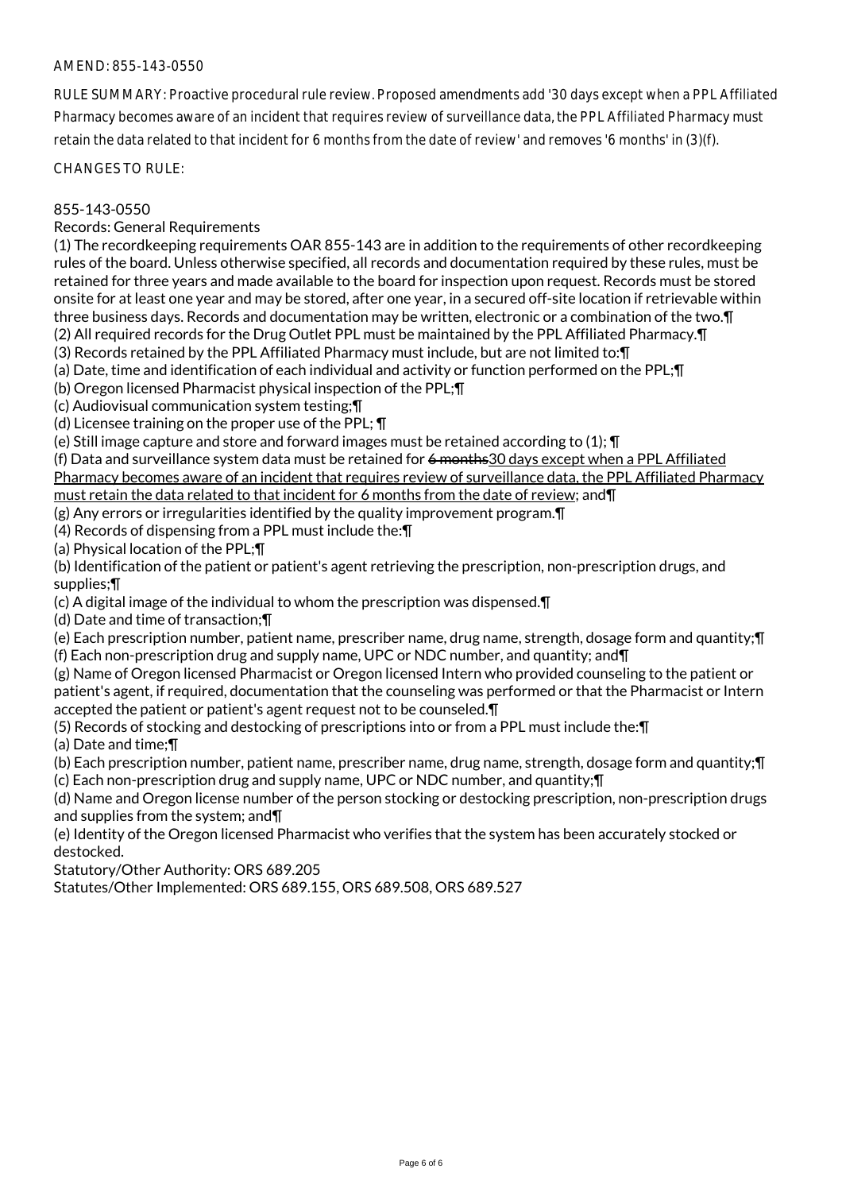AMEND: 855-143-0550

RULE SUMMARY: Proactive procedural rule review. Proposed amendments add '30 days except when a PPL Affiliated Pharmacy becomes aware of an incident that requires review of surveillance data, the PPL Affiliated Pharmacy must retain the data related to that incident for 6 months from the date of review' and removes '6 months' in (3)(f).

CHANGES TO RULE:

855-143-0550

Records: General Requirements

(1) The recordkeeping requirements OAR 855-143 are in addition to the requirements of other recordkeeping rules of the board. Unless otherwise specified, all records and documentation required by these rules, must be retained for three years and made available to the board for inspection upon request. Records must be stored onsite for at least one year and may be stored, after one year, in a secured off-site location if retrievable within three business days. Records and documentation may be written, electronic or a combination of the two.¶

(2) All required records for the Drug Outlet PPL must be maintained by the PPL Affiliated Pharmacy.¶

(3) Records retained by the PPL Affiliated Pharmacy must include, but are not limited to:¶

(a) Date, time and identification of each individual and activity or function performed on the PPL;¶

(b) Oregon licensed Pharmacist physical inspection of the PPL;¶

(c) Audiovisual communication system testing;¶

(d) Licensee training on the proper use of the PPL; ¶

(e) Still image capture and store and forward images must be retained according to (1); ¶

(f) Data and surveillance system data must be retained for ~~6 months~~30 days except when a PPL Affiliated Pharmacy becomes aware of an incident that requires review of surveillance data, the PPL Affiliated Pharmacy must retain the data related to that incident for 6 months from the date of review; and¶

(g) Any errors or irregularities identified by the quality improvement program.¶

(4) Records of dispensing from a PPL must include the:¶

(a) Physical location of the PPL;¶

(b) Identification of the patient or patient's agent retrieving the prescription, non-prescription drugs, and supplies;¶

(c) A digital image of the individual to whom the prescription was dispensed.¶

(d) Date and time of transaction;¶

(e) Each prescription number, patient name, prescriber name, drug name, strength, dosage form and quantity;¶

(f) Each non-prescription drug and supply name, UPC or NDC number, and quantity; and¶

(g) Name of Oregon licensed Pharmacist or Oregon licensed Intern who provided counseling to the patient or patient's agent, if required, documentation that the counseling was performed or that the Pharmacist or Intern accepted the patient or patient's agent request not to be counseled.¶

(5) Records of stocking and destocking of prescriptions into or from a PPL must include the:¶

(a) Date and time;¶

(b) Each prescription number, patient name, prescriber name, drug name, strength, dosage form and quantity;¶

(c) Each non-prescription drug and supply name, UPC or NDC number, and quantity;¶

(d) Name and Oregon license number of the person stocking or destocking prescription, non-prescription drugs and supplies from the system; and¶

(e) Identity of the Oregon licensed Pharmacist who verifies that the system has been accurately stocked or destocked.

Statutory/Other Authority: ORS 689.205

Statutes/Other Implemented: ORS 689.155, ORS 689.508, ORS 689.527